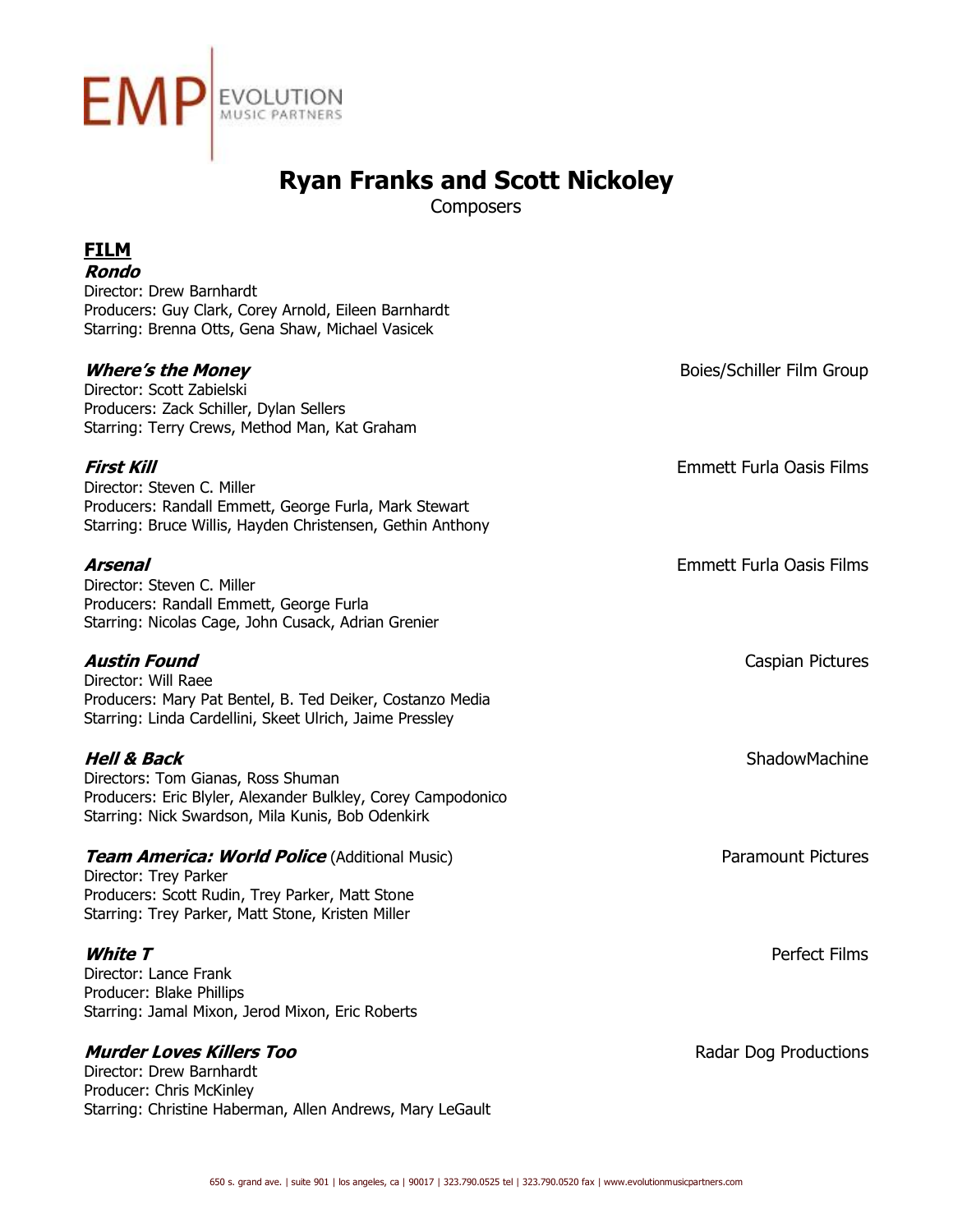EMP | EVOLUTION MUSIC PARTNERS

# Ryan Franks and Scott Nickoley

Composers

## FILM

***Rondo***
Director: Drew Barnhardt
Producers: Guy Clark, Corey Arnold, Eileen Barnhardt
Starring: Brenna Otts, Gena Shaw, Michael Vasicek

***Where's the Money*** — Boies/Schiller Film Group
Director: Scott Zabielski
Producers: Zack Schiller, Dylan Sellers
Starring: Terry Crews, Method Man, Kat Graham

***First Kill*** — Emmett Furla Oasis Films
Director: Steven C. Miller
Producers: Randall Emmett, George Furla, Mark Stewart
Starring: Bruce Willis, Hayden Christensen, Gethin Anthony

***Arsenal*** — Emmett Furla Oasis Films
Director: Steven C. Miller
Producers: Randall Emmett, George Furla
Starring: Nicolas Cage, John Cusack, Adrian Grenier

***Austin Found*** — Caspian Pictures
Director: Will Raee
Producers: Mary Pat Bentel, B. Ted Deiker, Costanzo Media
Starring: Linda Cardellini, Skeet Ulrich, Jaime Pressley

***Hell & Back*** — ShadowMachine
Directors: Tom Gianas, Ross Shuman
Producers: Eric Blyler, Alexander Bulkley, Corey Campodonico
Starring: Nick Swardson, Mila Kunis, Bob Odenkirk

***Team America: World Police*** (Additional Music) — Paramount Pictures
Director: Trey Parker
Producers: Scott Rudin, Trey Parker, Matt Stone
Starring: Trey Parker, Matt Stone, Kristen Miller

***White T*** — Perfect Films
Director: Lance Frank
Producer: Blake Phillips
Starring: Jamal Mixon, Jerod Mixon, Eric Roberts

***Murder Loves Killers Too*** — Radar Dog Productions
Director: Drew Barnhardt
Producer: Chris McKinley
Starring: Christine Haberman, Allen Andrews, Mary LeGault

650 s. grand ave. | suite 901 | los angeles, ca | 90017 | 323.790.0525 tel | 323.790.0520 fax | www.evolutionmusicpartners.com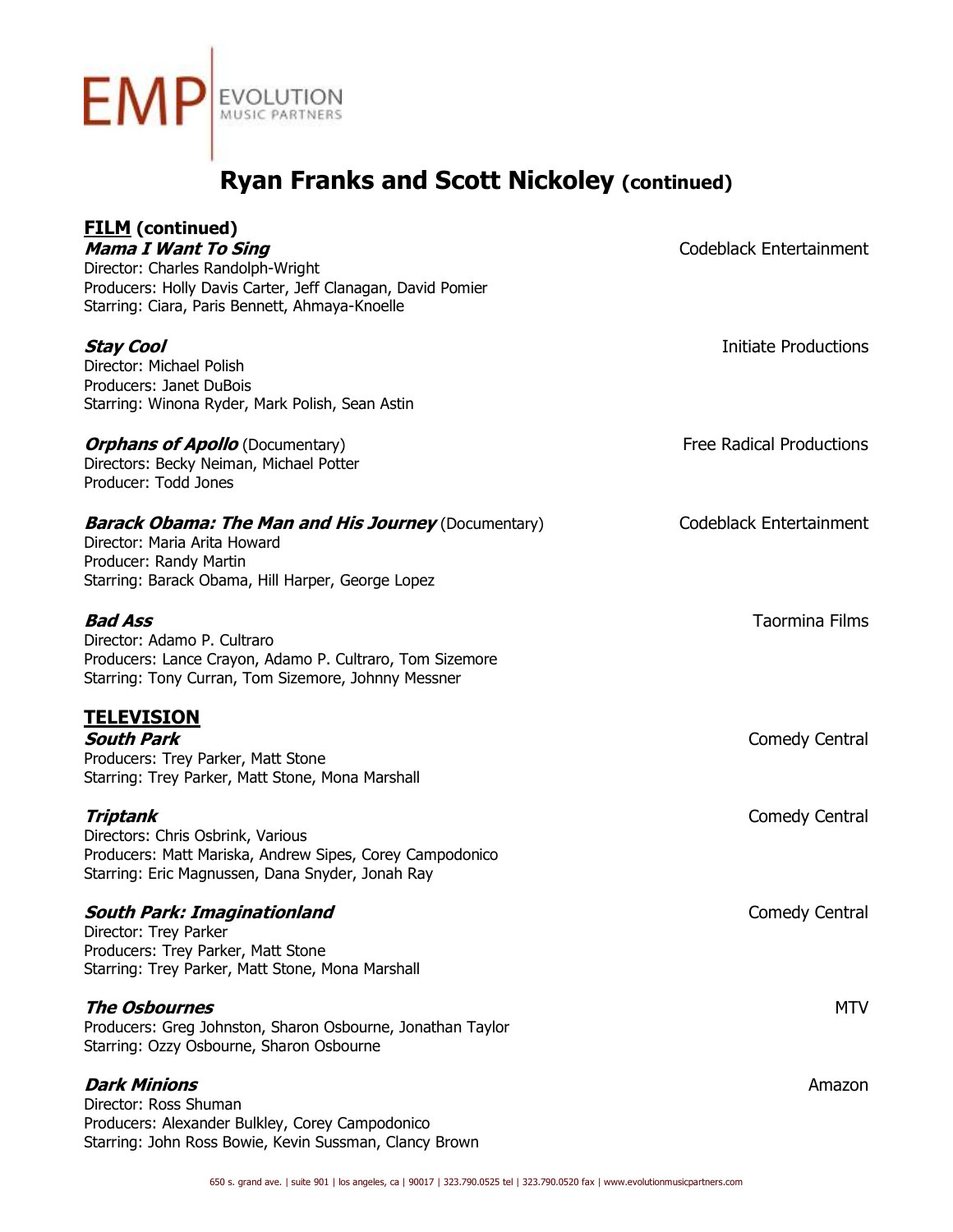# Ryan Franks and Scott Nickoley (continued)

## FILM (continued)

***Mama I Want To Sing*** — Codeblack Entertainment
Director: Charles Randolph-Wright
Producers: Holly Davis Carter, Jeff Clanagan, David Pomier
Starring: Ciara, Paris Bennett, Ahmaya-Knoelle

***Stay Cool*** — Initiate Productions
Director: Michael Polish
Producers: Janet DuBois
Starring: Winona Ryder, Mark Polish, Sean Astin

***Orphans of Apollo*** (Documentary) — Free Radical Productions
Directors: Becky Neiman, Michael Potter
Producer: Todd Jones

***Barack Obama: The Man and His Journey*** (Documentary) — Codeblack Entertainment
Director: Maria Arita Howard
Producer: Randy Martin
Starring: Barack Obama, Hill Harper, George Lopez

***Bad Ass*** — Taormina Films
Director: Adamo P. Cultraro
Producers: Lance Crayon, Adamo P. Cultraro, Tom Sizemore
Starring: Tony Curran, Tom Sizemore, Johnny Messner

## TELEVISION

***South Park*** — Comedy Central
Producers: Trey Parker, Matt Stone
Starring: Trey Parker, Matt Stone, Mona Marshall

***Triptank*** — Comedy Central
Directors: Chris Osbrink, Various
Producers: Matt Mariska, Andrew Sipes, Corey Campodonico
Starring: Eric Magnussen, Dana Snyder, Jonah Ray

***South Park: Imaginationland*** — Comedy Central
Director: Trey Parker
Producers: Trey Parker, Matt Stone
Starring: Trey Parker, Matt Stone, Mona Marshall

***The Osbournes*** — MTV
Producers: Greg Johnston, Sharon Osbourne, Jonathan Taylor
Starring: Ozzy Osbourne, Sharon Osbourne

***Dark Minions*** — Amazon
Director: Ross Shuman
Producers: Alexander Bulkley, Corey Campodonico
Starring: John Ross Bowie, Kevin Sussman, Clancy Brown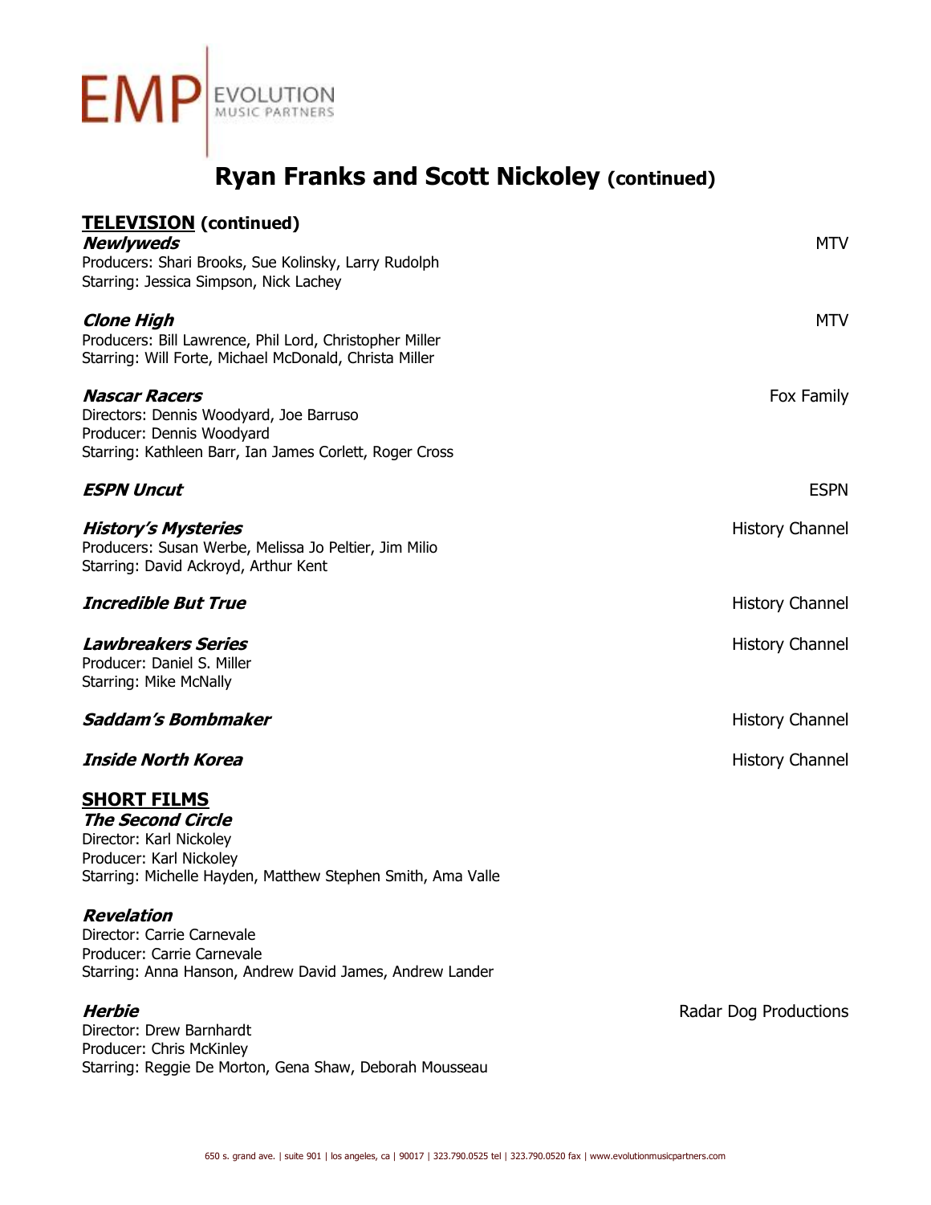# Ryan Franks and Scott Nickoley (continued)

## TELEVISION (continued)

***Newlyweds*** — MTV
Producers: Shari Brooks, Sue Kolinsky, Larry Rudolph
Starring: Jessica Simpson, Nick Lachey

***Clone High*** — MTV
Producers: Bill Lawrence, Phil Lord, Christopher Miller
Starring: Will Forte, Michael McDonald, Christa Miller

***Nascar Racers*** — Fox Family
Directors: Dennis Woodyard, Joe Barruso
Producer: Dennis Woodyard
Starring: Kathleen Barr, Ian James Corlett, Roger Cross

***ESPN Uncut*** — ESPN

***History's Mysteries*** — History Channel
Producers: Susan Werbe, Melissa Jo Peltier, Jim Milio
Starring: David Ackroyd, Arthur Kent

***Incredible But True*** — History Channel

***Lawbreakers Series*** — History Channel
Producer: Daniel S. Miller
Starring: Mike McNally

***Saddam's Bombmaker*** — History Channel

***Inside North Korea*** — History Channel

## SHORT FILMS

***The Second Circle***
Director: Karl Nickoley
Producer: Karl Nickoley
Starring: Michelle Hayden, Matthew Stephen Smith, Ama Valle

***Revelation***
Director: Carrie Carnevale
Producer: Carrie Carnevale
Starring: Anna Hanson, Andrew David James, Andrew Lander

***Herbie*** — Radar Dog Productions
Director: Drew Barnhardt
Producer: Chris McKinley
Starring: Reggie De Morton, Gena Shaw, Deborah Mousseau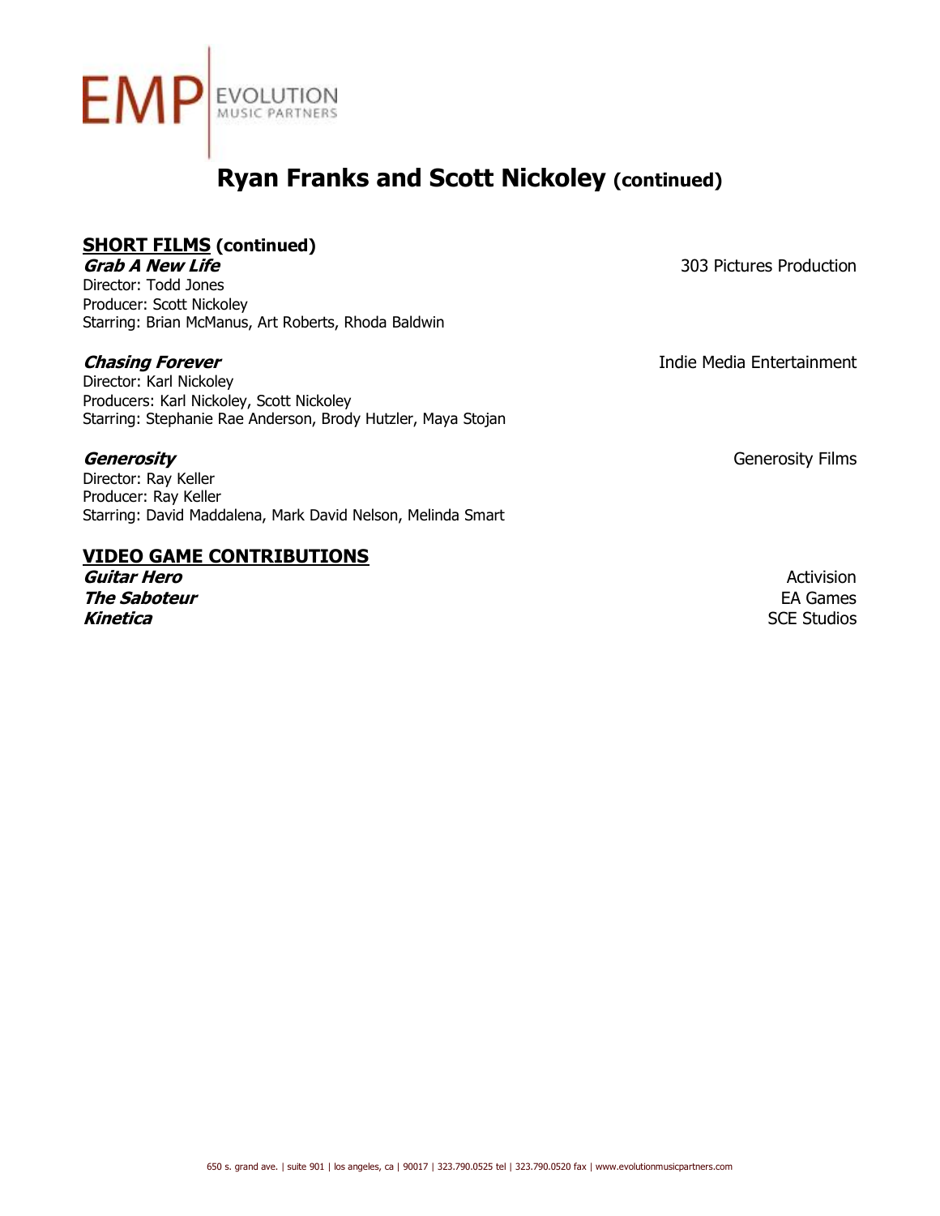# Ryan Franks and Scott Nickoley (continued)

## SHORT FILMS (continued)

***Grab A New Life*** — 303 Pictures Production
Director: Todd Jones
Producer: Scott Nickoley
Starring: Brian McManus, Art Roberts, Rhoda Baldwin

***Chasing Forever*** — Indie Media Entertainment
Director: Karl Nickoley
Producers: Karl Nickoley, Scott Nickoley
Starring: Stephanie Rae Anderson, Brody Hutzler, Maya Stojan

***Generosity*** — Generosity Films
Director: Ray Keller
Producer: Ray Keller
Starring: David Maddalena, Mark David Nelson, Melinda Smart

## VIDEO GAME CONTRIBUTIONS

***Guitar Hero*** — Activision
***The Saboteur*** — EA Games
***Kinetica*** — SCE Studios